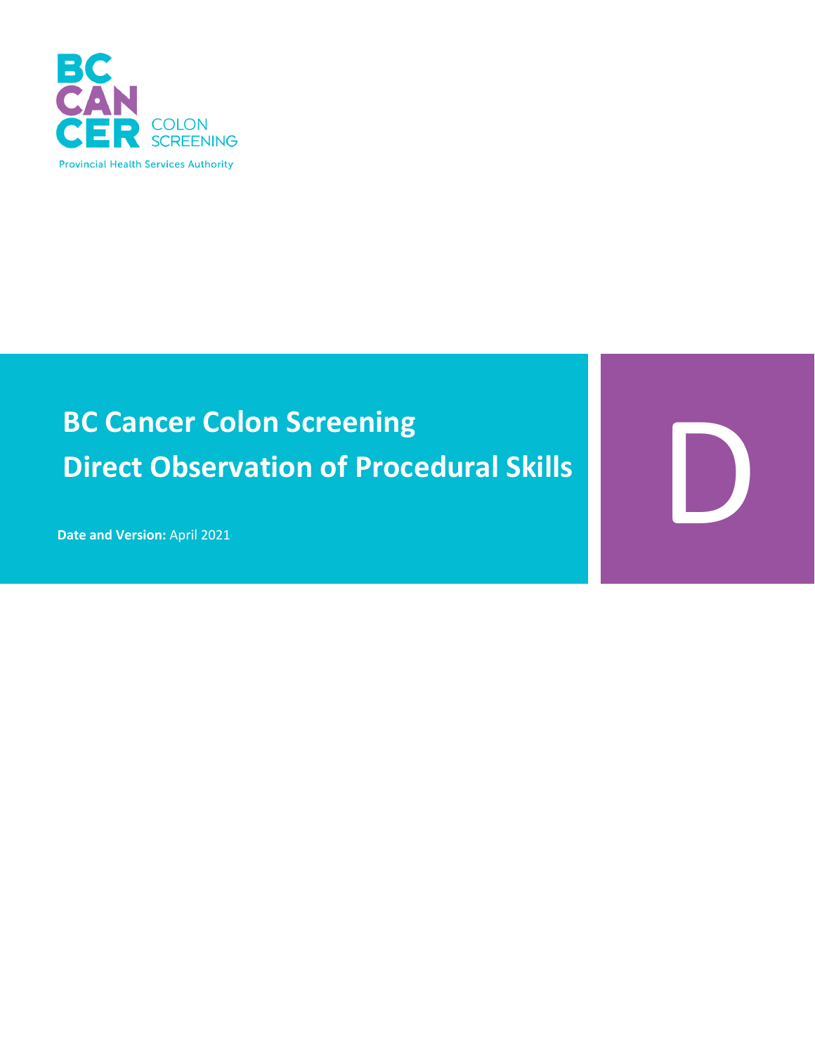BC CANCER COLON SCREENING

Provincial Health Services Authority

# BC Cancer Colon Screening
# Direct Observation of Procedural Skills

**Date and Version:** April 2021

D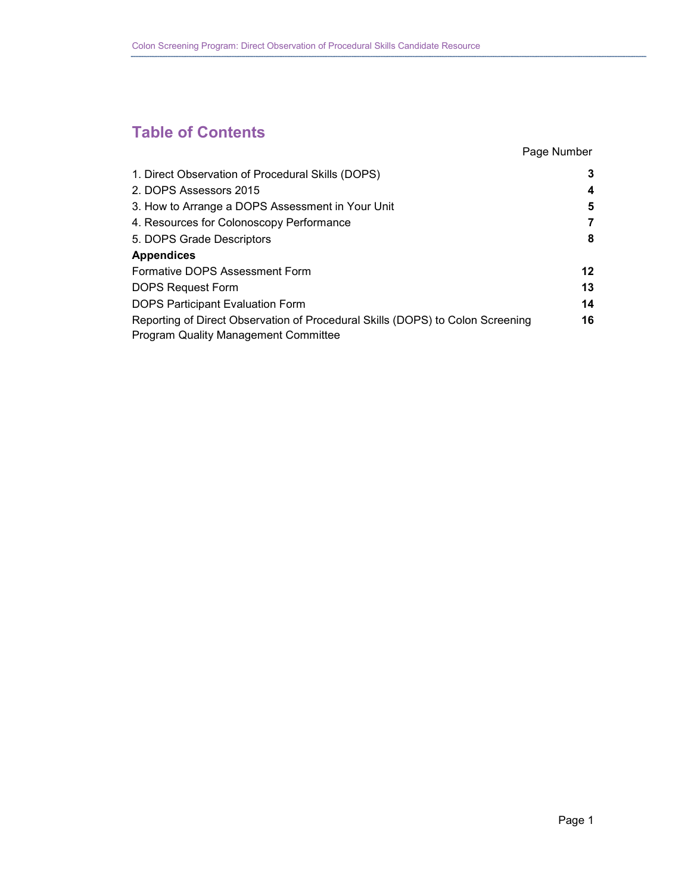# Table of Contents

| | Page Number |
|---|---|
| 1. Direct Observation of Procedural Skills (DOPS) | **3** |
| 2. DOPS Assessors 2015 | **4** |
| 3. How to Arrange a DOPS Assessment in Your Unit | **5** |
| 4. Resources for Colonoscopy Performance | **7** |
| 5. DOPS Grade Descriptors | **8** |
| **Appendices** | |
| Formative DOPS Assessment Form | **12** |
| DOPS Request Form | **13** |
| DOPS Participant Evaluation Form | **14** |
| Reporting of Direct Observation of Procedural Skills (DOPS) to Colon Screening Program Quality Management Committee | **16** |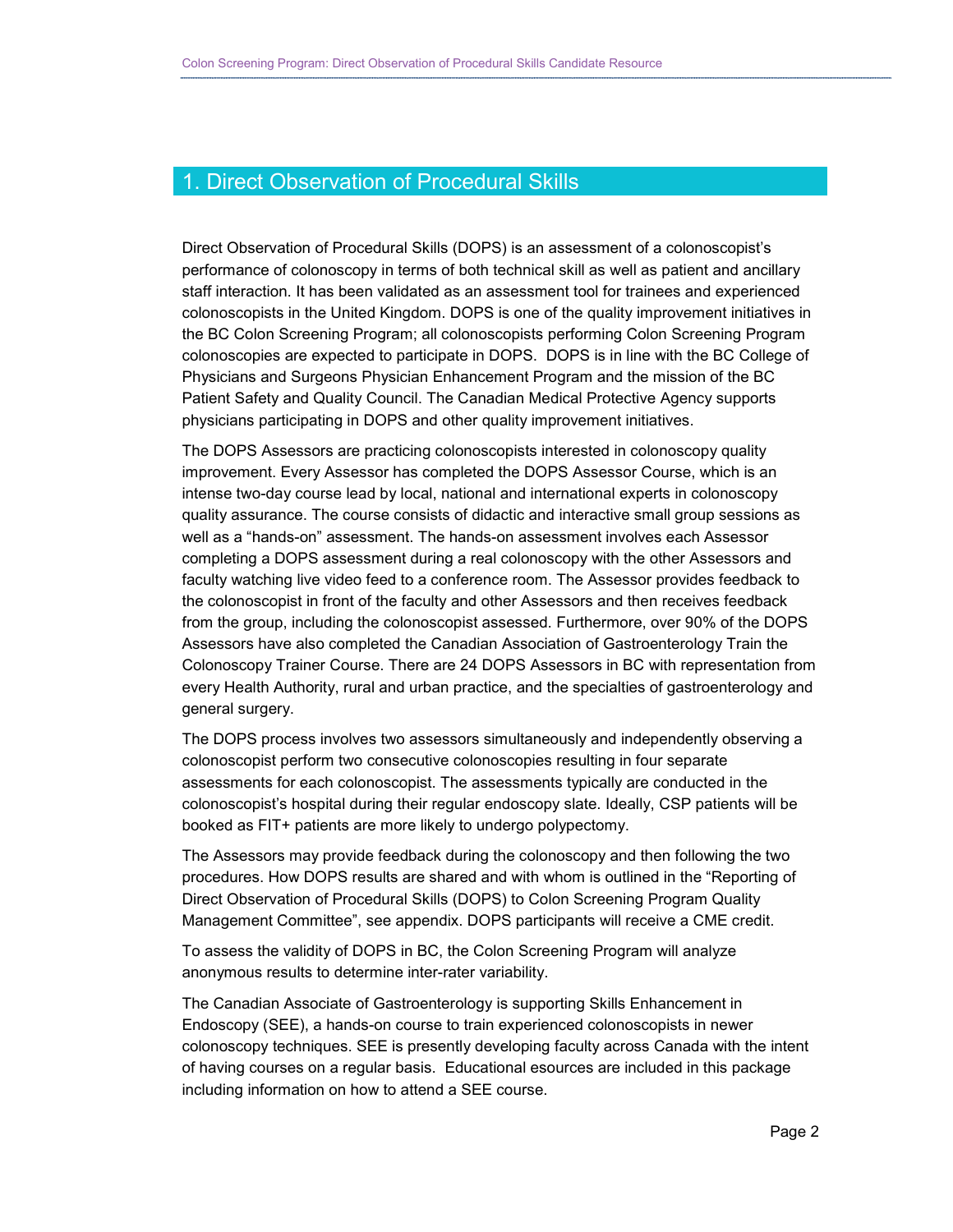# 1. Direct Observation of Procedural Skills

Direct Observation of Procedural Skills (DOPS) is an assessment of a colonoscopist's performance of colonoscopy in terms of both technical skill as well as patient and ancillary staff interaction. It has been validated as an assessment tool for trainees and experienced colonoscopists in the United Kingdom. DOPS is one of the quality improvement initiatives in the BC Colon Screening Program; all colonoscopists performing Colon Screening Program colonoscopies are expected to participate in DOPS. DOPS is in line with the BC College of Physicians and Surgeons Physician Enhancement Program and the mission of the BC Patient Safety and Quality Council. The Canadian Medical Protective Agency supports physicians participating in DOPS and other quality improvement initiatives.

The DOPS Assessors are practicing colonoscopists interested in colonoscopy quality improvement. Every Assessor has completed the DOPS Assessor Course, which is an intense two-day course lead by local, national and international experts in colonoscopy quality assurance. The course consists of didactic and interactive small group sessions as well as a "hands-on" assessment. The hands-on assessment involves each Assessor completing a DOPS assessment during a real colonoscopy with the other Assessors and faculty watching live video feed to a conference room. The Assessor provides feedback to the colonoscopist in front of the faculty and other Assessors and then receives feedback from the group, including the colonoscopist assessed. Furthermore, over 90% of the DOPS Assessors have also completed the Canadian Association of Gastroenterology Train the Colonoscopy Trainer Course. There are 24 DOPS Assessors in BC with representation from every Health Authority, rural and urban practice, and the specialties of gastroenterology and general surgery.

The DOPS process involves two assessors simultaneously and independently observing a colonoscopist perform two consecutive colonoscopies resulting in four separate assessments for each colonoscopist. The assessments typically are conducted in the colonoscopist's hospital during their regular endoscopy slate. Ideally, CSP patients will be booked as FIT+ patients are more likely to undergo polypectomy.

The Assessors may provide feedback during the colonoscopy and then following the two procedures. How DOPS results are shared and with whom is outlined in the "Reporting of Direct Observation of Procedural Skills (DOPS) to Colon Screening Program Quality Management Committee", see appendix. DOPS participants will receive a CME credit.

To assess the validity of DOPS in BC, the Colon Screening Program will analyze anonymous results to determine inter-rater variability.

The Canadian Associate of Gastroenterology is supporting Skills Enhancement in Endoscopy (SEE), a hands-on course to train experienced colonoscopists in newer colonoscopy techniques. SEE is presently developing faculty across Canada with the intent of having courses on a regular basis. Educational esources are included in this package including information on how to attend a SEE course.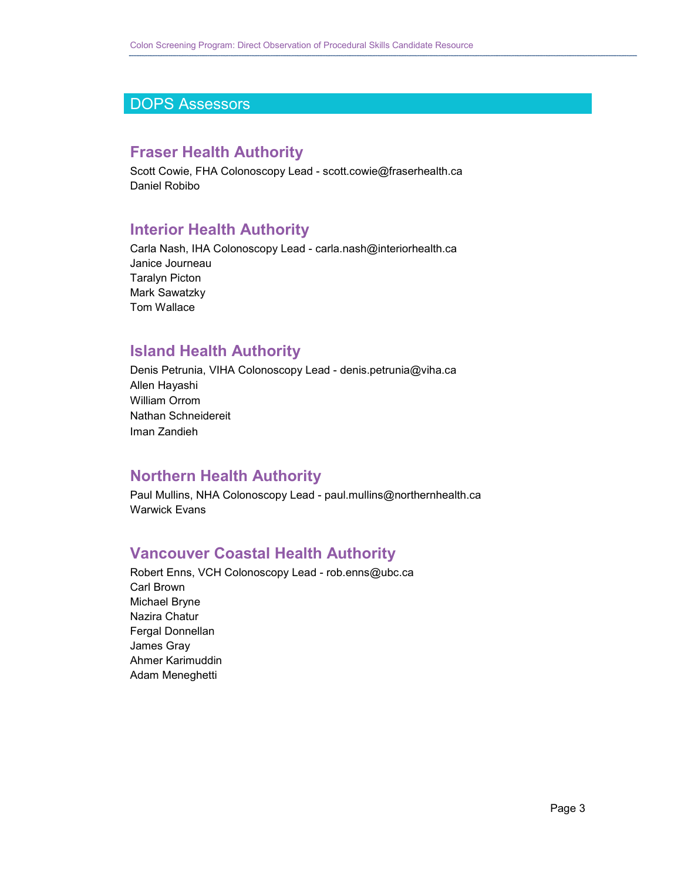## DOPS Assessors

### Fraser Health Authority

Scott Cowie, FHA Colonoscopy Lead - scott.cowie@fraserhealth.ca
Daniel Robibo

### Interior Health Authority

Carla Nash, IHA Colonoscopy Lead - carla.nash@interiorhealth.ca
Janice Journeau
Taralyn Picton
Mark Sawatzky
Tom Wallace

### Island Health Authority

Denis Petrunia, VIHA Colonoscopy Lead - denis.petrunia@viha.ca
Allen Hayashi
William Orrom
Nathan Schneidereit
Iman Zandieh

### Northern Health Authority

Paul Mullins, NHA Colonoscopy Lead - paul.mullins@northernhealth.ca
Warwick Evans

### Vancouver Coastal Health Authority

Robert Enns, VCH Colonoscopy Lead - rob.enns@ubc.ca
Carl Brown
Michael Bryne
Nazira Chatur
Fergal Donnellan
James Gray
Ahmer Karimuddin
Adam Meneghetti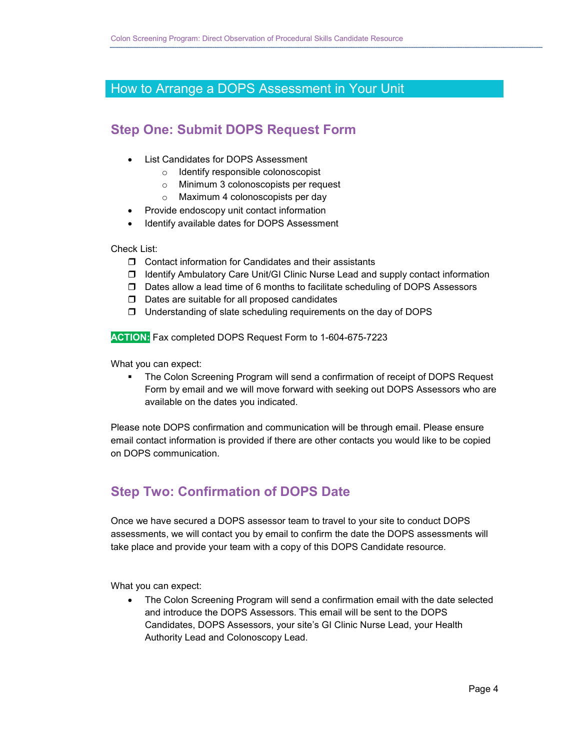## How to Arrange a DOPS Assessment in Your Unit

### Step One: Submit DOPS Request Form

- List Candidates for DOPS Assessment
  - Identify responsible colonoscopist
  - Minimum 3 colonoscopists per request
  - Maximum 4 colonoscopists per day
- Provide endoscopy unit contact information
- Identify available dates for DOPS Assessment

Check List:

- ❒ Contact information for Candidates and their assistants
- ❒ Identify Ambulatory Care Unit/GI Clinic Nurse Lead and supply contact information
- ❒ Dates allow a lead time of 6 months to facilitate scheduling of DOPS Assessors
- ❒ Dates are suitable for all proposed candidates
- ❒ Understanding of slate scheduling requirements on the day of DOPS

**ACTION:** Fax completed DOPS Request Form to 1-604-675-7223

What you can expect:

- The Colon Screening Program will send a confirmation of receipt of DOPS Request Form by email and we will move forward with seeking out DOPS Assessors who are available on the dates you indicated.

Please note DOPS confirmation and communication will be through email. Please ensure email contact information is provided if there are other contacts you would like to be copied on DOPS communication.

### Step Two: Confirmation of DOPS Date

Once we have secured a DOPS assessor team to travel to your site to conduct DOPS assessments, we will contact you by email to confirm the date the DOPS assessments will take place and provide your team with a copy of this DOPS Candidate resource.

What you can expect:

- The Colon Screening Program will send a confirmation email with the date selected and introduce the DOPS Assessors. This email will be sent to the DOPS Candidates, DOPS Assessors, your site's GI Clinic Nurse Lead, your Health Authority Lead and Colonoscopy Lead.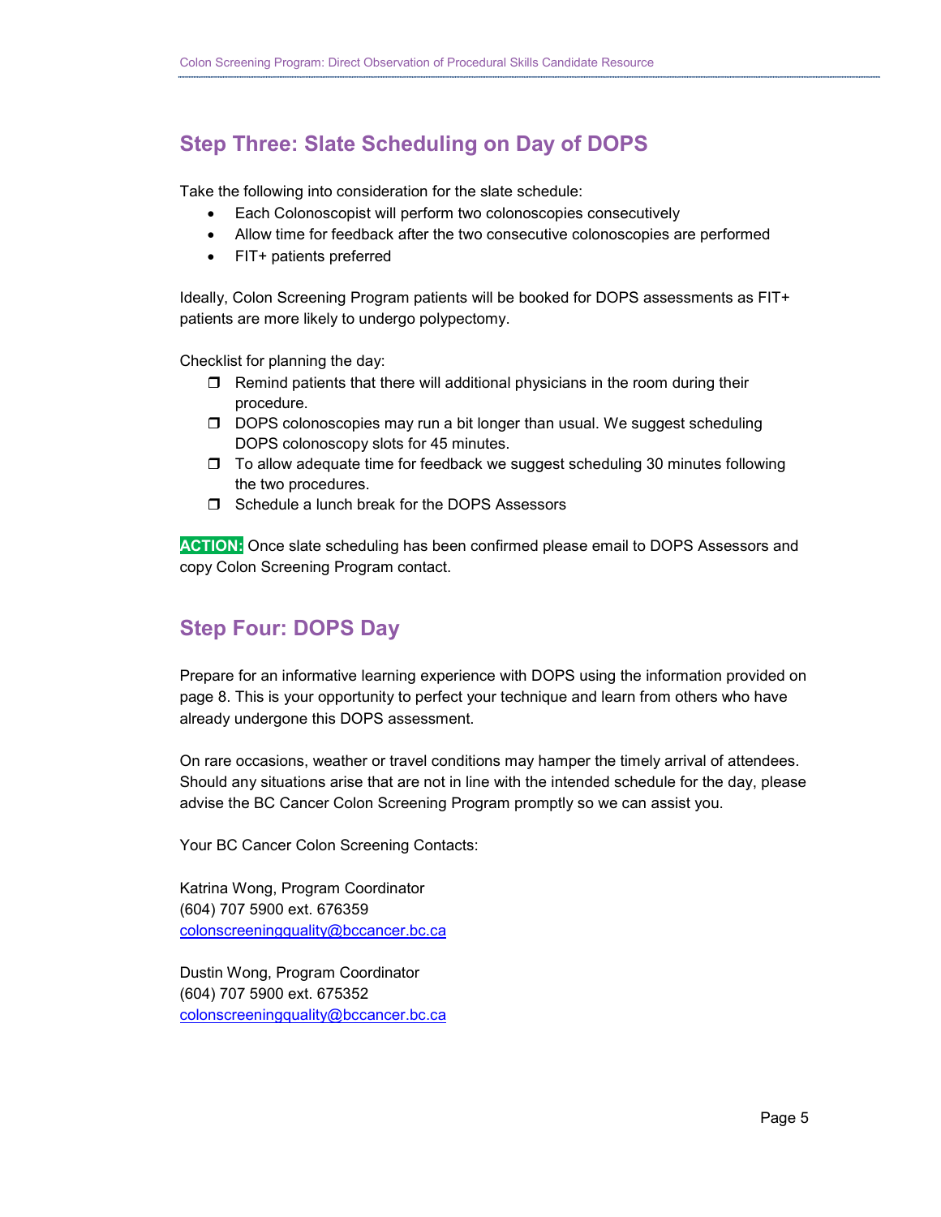## Step Three: Slate Scheduling on Day of DOPS

Take the following into consideration for the slate schedule:

- Each Colonoscopist will perform two colonoscopies consecutively
- Allow time for feedback after the two consecutive colonoscopies are performed
- FIT+ patients preferred

Ideally, Colon Screening Program patients will be booked for DOPS assessments as FIT+ patients are more likely to undergo polypectomy.

Checklist for planning the day:

- ❒ Remind patients that there will additional physicians in the room during their procedure.
- ❒ DOPS colonoscopies may run a bit longer than usual. We suggest scheduling DOPS colonoscopy slots for 45 minutes.
- ❒ To allow adequate time for feedback we suggest scheduling 30 minutes following the two procedures.
- ❒ Schedule a lunch break for the DOPS Assessors

**ACTION:** Once slate scheduling has been confirmed please email to DOPS Assessors and copy Colon Screening Program contact.

## Step Four: DOPS Day

Prepare for an informative learning experience with DOPS using the information provided on page 8. This is your opportunity to perfect your technique and learn from others who have already undergone this DOPS assessment.

On rare occasions, weather or travel conditions may hamper the timely arrival of attendees. Should any situations arise that are not in line with the intended schedule for the day, please advise the BC Cancer Colon Screening Program promptly so we can assist you.

Your BC Cancer Colon Screening Contacts:

Katrina Wong, Program Coordinator
(604) 707 5900 ext. 676359
colonscreeningquality@bccancer.bc.ca

Dustin Wong, Program Coordinator
(604) 707 5900 ext. 675352
colonscreeningquality@bccancer.bc.ca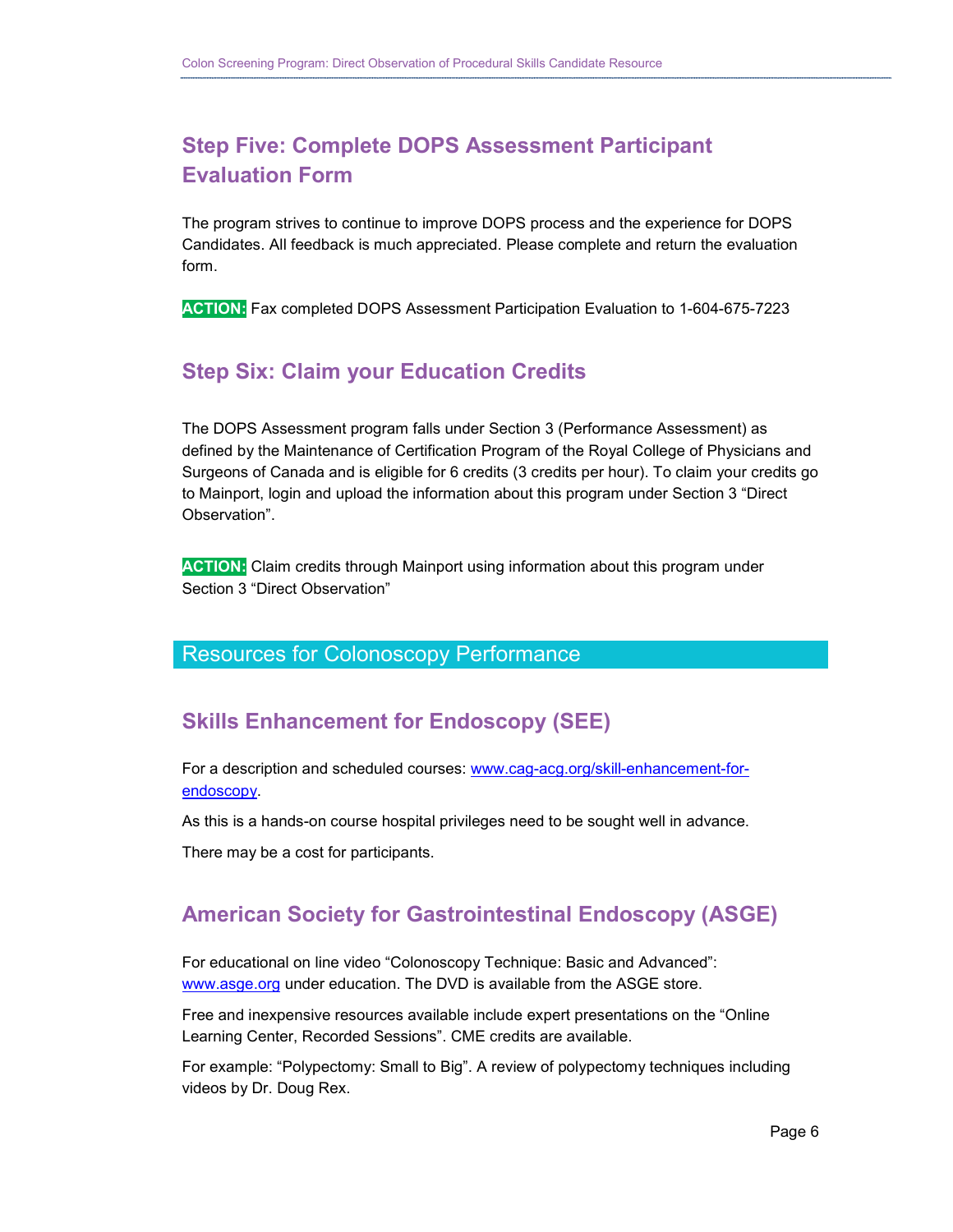## Step Five: Complete DOPS Assessment Participant Evaluation Form

The program strives to continue to improve DOPS process and the experience for DOPS Candidates. All feedback is much appreciated. Please complete and return the evaluation form.

**ACTION:** Fax completed DOPS Assessment Participation Evaluation to 1-604-675-7223

## Step Six: Claim your Education Credits

The DOPS Assessment program falls under Section 3 (Performance Assessment) as defined by the Maintenance of Certification Program of the Royal College of Physicians and Surgeons of Canada and is eligible for 6 credits (3 credits per hour). To claim your credits go to Mainport, login and upload the information about this program under Section 3 "Direct Observation".

**ACTION:** Claim credits through Mainport using information about this program under Section 3 "Direct Observation"

# Resources for Colonoscopy Performance

## Skills Enhancement for Endoscopy (SEE)

For a description and scheduled courses: [www.cag-acg.org/skill-enhancement-for-endoscopy](www.cag-acg.org/skill-enhancement-for-endoscopy).

As this is a hands-on course hospital privileges need to be sought well in advance.

There may be a cost for participants.

## American Society for Gastrointestinal Endoscopy (ASGE)

For educational on line video "Colonoscopy Technique: Basic and Advanced": [www.asge.org](www.asge.org) under education. The DVD is available from the ASGE store.

Free and inexpensive resources available include expert presentations on the "Online Learning Center, Recorded Sessions". CME credits are available.

For example: "Polypectomy: Small to Big". A review of polypectomy techniques including videos by Dr. Doug Rex.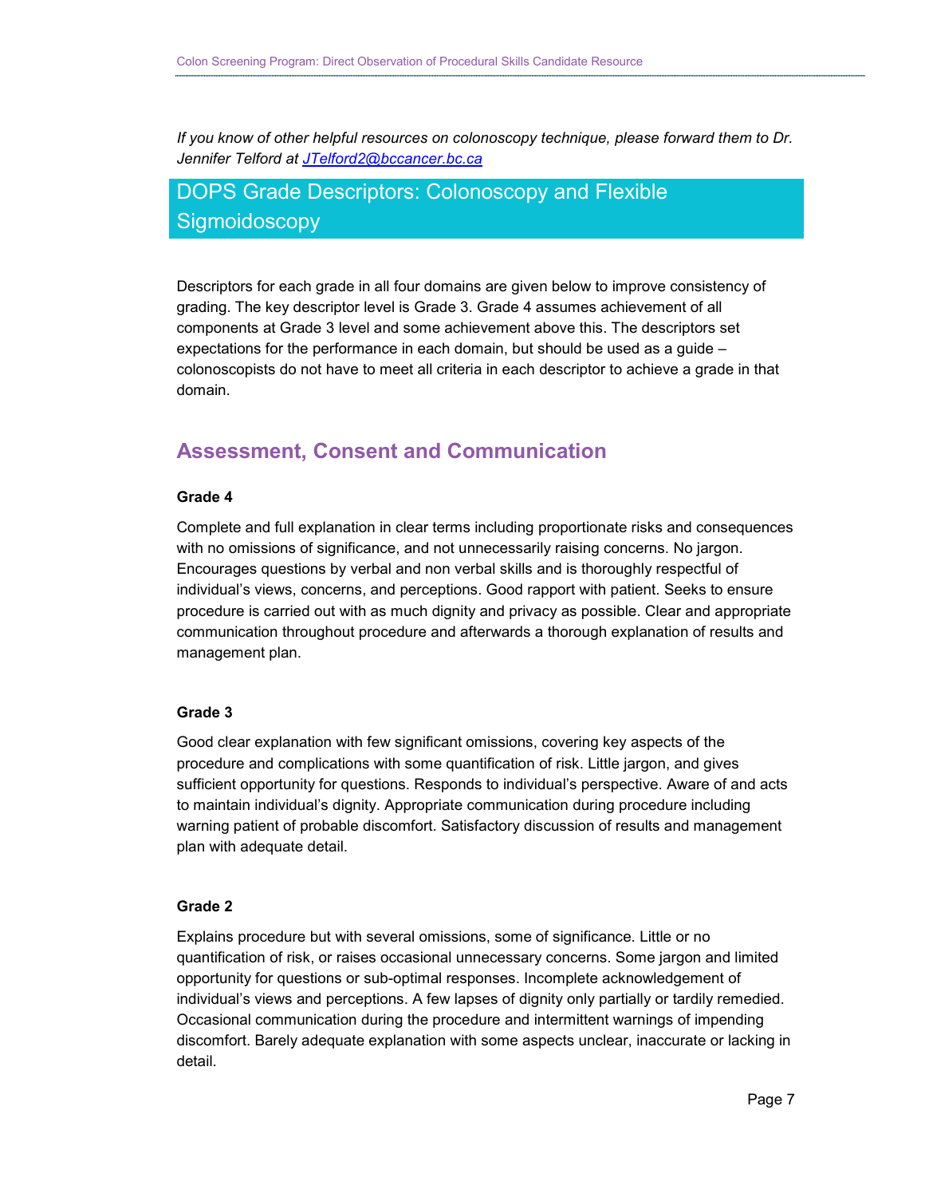*If you know of other helpful resources on colonoscopy technique, please forward them to Dr. Jennifer Telford at [JTelford2@bccancer.bc.ca](mailto:JTelford2@bccancer.bc.ca)*

# DOPS Grade Descriptors: Colonoscopy and Flexible Sigmoidoscopy

Descriptors for each grade in all four domains are given below to improve consistency of grading. The key descriptor level is Grade 3. Grade 4 assumes achievement of all components at Grade 3 level and some achievement above this. The descriptors set expectations for the performance in each domain, but should be used as a guide – colonoscopists do not have to meet all criteria in each descriptor to achieve a grade in that domain.

## Assessment, Consent and Communication

**Grade 4**

Complete and full explanation in clear terms including proportionate risks and consequences with no omissions of significance, and not unnecessarily raising concerns. No jargon. Encourages questions by verbal and non verbal skills and is thoroughly respectful of individual's views, concerns, and perceptions. Good rapport with patient. Seeks to ensure procedure is carried out with as much dignity and privacy as possible. Clear and appropriate communication throughout procedure and afterwards a thorough explanation of results and management plan.

**Grade 3**

Good clear explanation with few significant omissions, covering key aspects of the procedure and complications with some quantification of risk. Little jargon, and gives sufficient opportunity for questions. Responds to individual's perspective. Aware of and acts to maintain individual's dignity. Appropriate communication during procedure including warning patient of probable discomfort. Satisfactory discussion of results and management plan with adequate detail.

**Grade 2**

Explains procedure but with several omissions, some of significance. Little or no quantification of risk, or raises occasional unnecessary concerns. Some jargon and limited opportunity for questions or sub-optimal responses. Incomplete acknowledgement of individual's views and perceptions. A few lapses of dignity only partially or tardily remedied. Occasional communication during the procedure and intermittent warnings of impending discomfort. Barely adequate explanation with some aspects unclear, inaccurate or lacking in detail.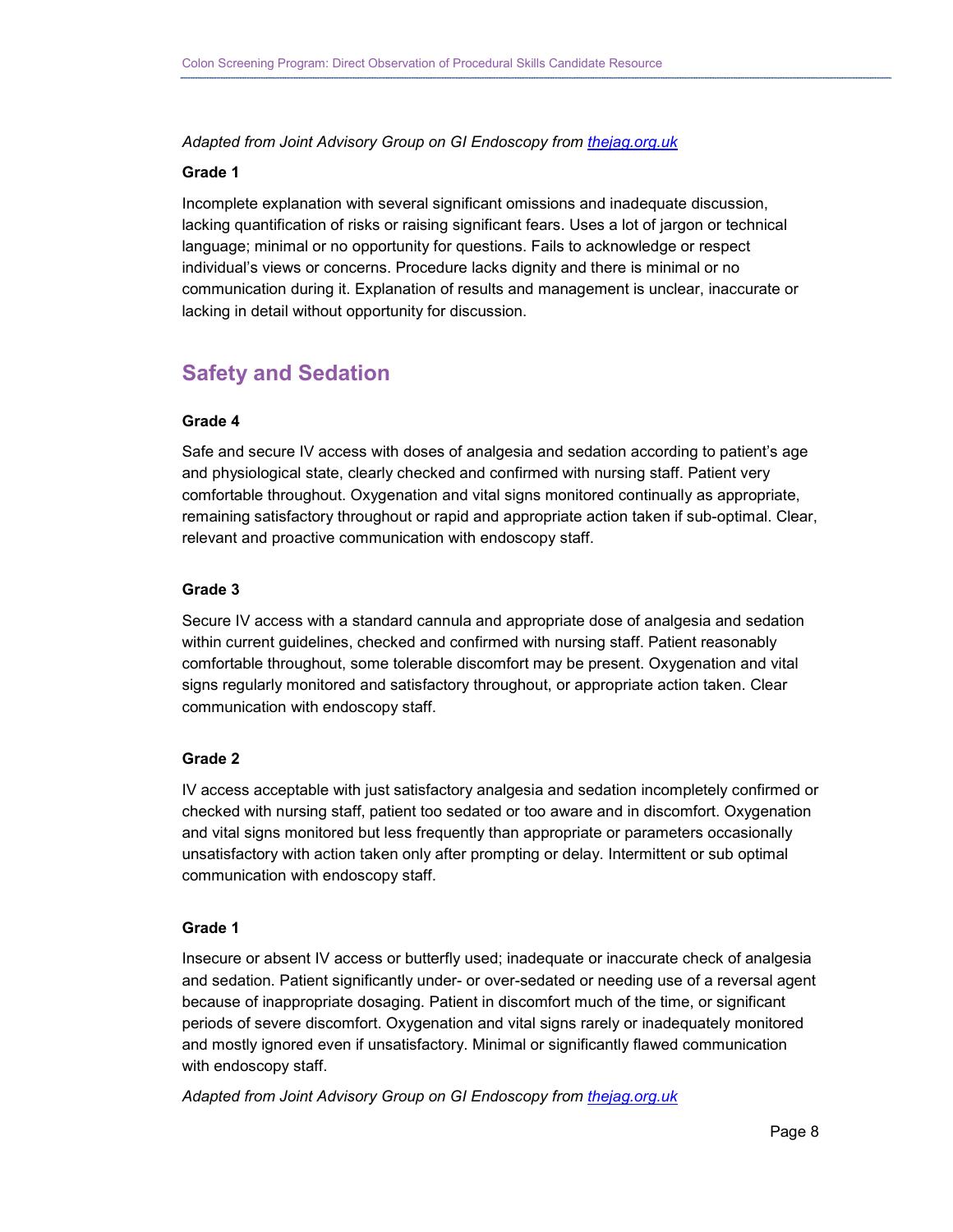*Adapted from Joint Advisory Group on GI Endoscopy from [thejag.org.uk](thejag.org.uk)*

**Grade 1**

Incomplete explanation with several significant omissions and inadequate discussion, lacking quantification of risks or raising significant fears. Uses a lot of jargon or technical language; minimal or no opportunity for questions. Fails to acknowledge or respect individual's views or concerns. Procedure lacks dignity and there is minimal or no communication during it. Explanation of results and management is unclear, inaccurate or lacking in detail without opportunity for discussion.

## Safety and Sedation

**Grade 4**

Safe and secure IV access with doses of analgesia and sedation according to patient's age and physiological state, clearly checked and confirmed with nursing staff. Patient very comfortable throughout. Oxygenation and vital signs monitored continually as appropriate, remaining satisfactory throughout or rapid and appropriate action taken if sub-optimal. Clear, relevant and proactive communication with endoscopy staff.

**Grade 3**

Secure IV access with a standard cannula and appropriate dose of analgesia and sedation within current guidelines, checked and confirmed with nursing staff. Patient reasonably comfortable throughout, some tolerable discomfort may be present. Oxygenation and vital signs regularly monitored and satisfactory throughout, or appropriate action taken. Clear communication with endoscopy staff.

**Grade 2**

IV access acceptable with just satisfactory analgesia and sedation incompletely confirmed or checked with nursing staff, patient too sedated or too aware and in discomfort. Oxygenation and vital signs monitored but less frequently than appropriate or parameters occasionally unsatisfactory with action taken only after prompting or delay. Intermittent or sub optimal communication with endoscopy staff.

**Grade 1**

Insecure or absent IV access or butterfly used; inadequate or inaccurate check of analgesia and sedation. Patient significantly under- or over-sedated or needing use of a reversal agent because of inappropriate dosaging. Patient in discomfort much of the time, or significant periods of severe discomfort. Oxygenation and vital signs rarely or inadequately monitored and mostly ignored even if unsatisfactory. Minimal or significantly flawed communication with endoscopy staff.

*Adapted from Joint Advisory Group on GI Endoscopy from [thejag.org.uk](thejag.org.uk)*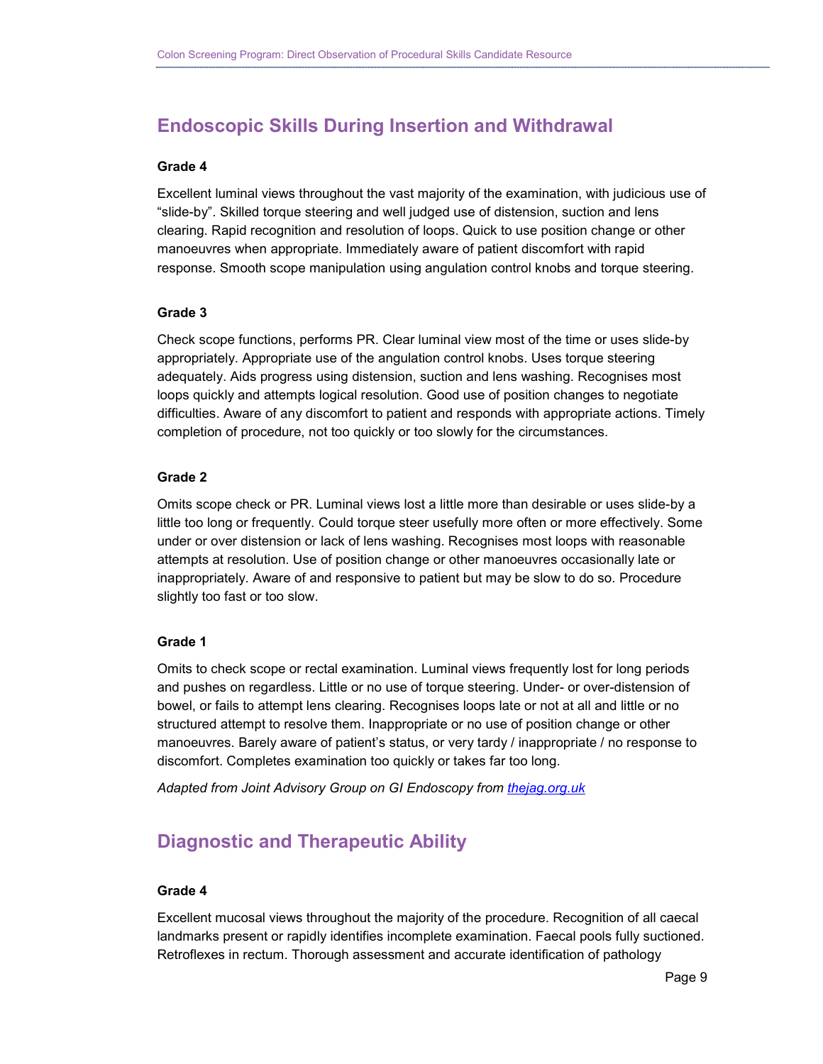## Endoscopic Skills During Insertion and Withdrawal

**Grade 4**

Excellent luminal views throughout the vast majority of the examination, with judicious use of "slide-by". Skilled torque steering and well judged use of distension, suction and lens clearing. Rapid recognition and resolution of loops. Quick to use position change or other manoeuvres when appropriate. Immediately aware of patient discomfort with rapid response. Smooth scope manipulation using angulation control knobs and torque steering.

**Grade 3**

Check scope functions, performs PR. Clear luminal view most of the time or uses slide-by appropriately. Appropriate use of the angulation control knobs. Uses torque steering adequately. Aids progress using distension, suction and lens washing. Recognises most loops quickly and attempts logical resolution. Good use of position changes to negotiate difficulties. Aware of any discomfort to patient and responds with appropriate actions. Timely completion of procedure, not too quickly or too slowly for the circumstances.

**Grade 2**

Omits scope check or PR. Luminal views lost a little more than desirable or uses slide-by a little too long or frequently. Could torque steer usefully more often or more effectively. Some under or over distension or lack of lens washing. Recognises most loops with reasonable attempts at resolution. Use of position change or other manoeuvres occasionally late or inappropriately. Aware of and responsive to patient but may be slow to do so. Procedure slightly too fast or too slow.

**Grade 1**

Omits to check scope or rectal examination. Luminal views frequently lost for long periods and pushes on regardless. Little or no use of torque steering. Under- or over-distension of bowel, or fails to attempt lens clearing. Recognises loops late or not at all and little or no structured attempt to resolve them. Inappropriate or no use of position change or other manoeuvres. Barely aware of patient's status, or very tardy / inappropriate / no response to discomfort. Completes examination too quickly or takes far too long.

*Adapted from Joint Advisory Group on GI Endoscopy from [thejag.org.uk](http://thejag.org.uk)*

## Diagnostic and Therapeutic Ability

**Grade 4**

Excellent mucosal views throughout the majority of the procedure. Recognition of all caecal landmarks present or rapidly identifies incomplete examination. Faecal pools fully suctioned. Retroflexes in rectum. Thorough assessment and accurate identification of pathology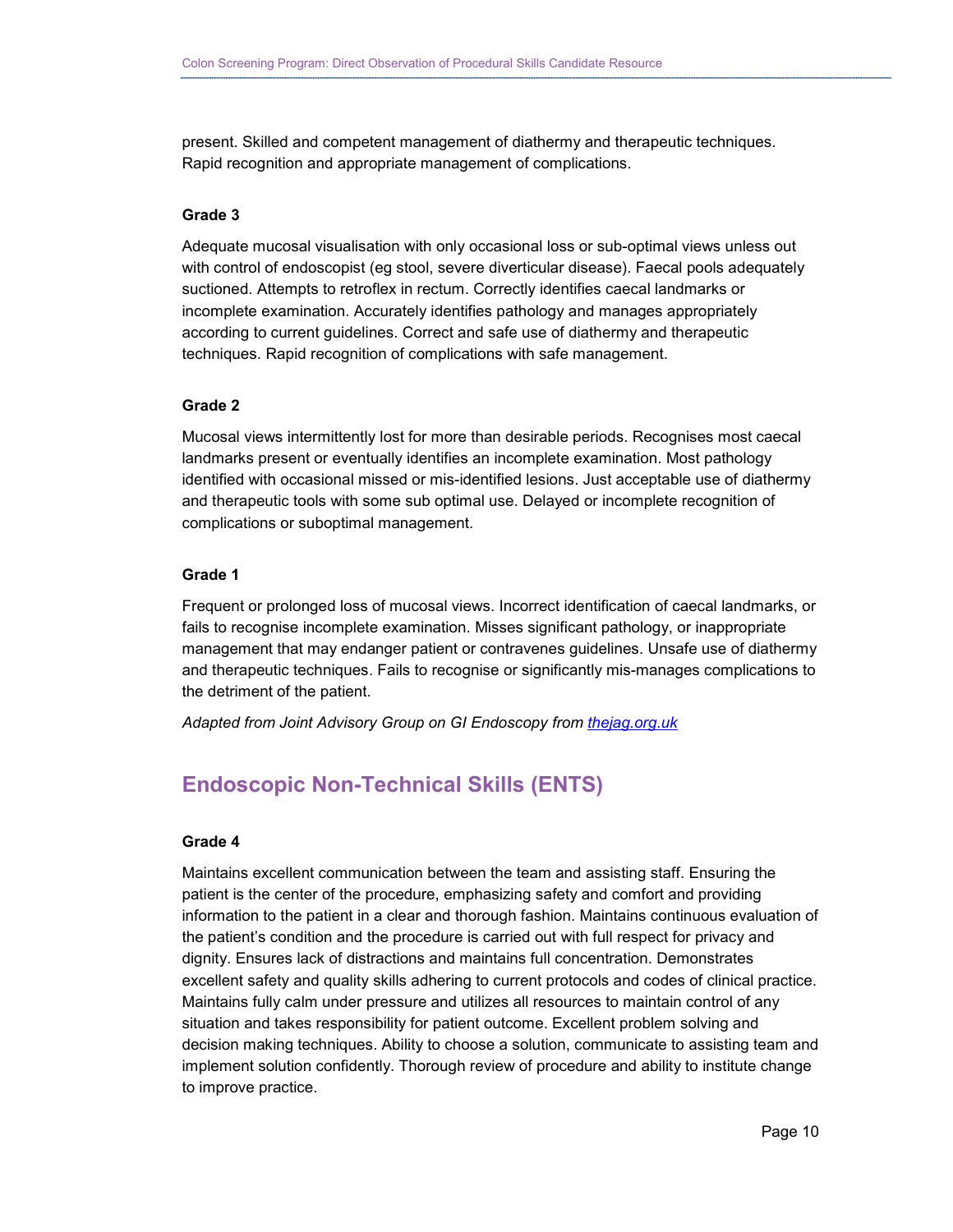present. Skilled and competent management of diathermy and therapeutic techniques. Rapid recognition and appropriate management of complications.

**Grade 3**

Adequate mucosal visualisation with only occasional loss or sub-optimal views unless out with control of endoscopist (eg stool, severe diverticular disease). Faecal pools adequately suctioned. Attempts to retroflex in rectum. Correctly identifies caecal landmarks or incomplete examination. Accurately identifies pathology and manages appropriately according to current guidelines. Correct and safe use of diathermy and therapeutic techniques. Rapid recognition of complications with safe management.

**Grade 2**

Mucosal views intermittently lost for more than desirable periods. Recognises most caecal landmarks present or eventually identifies an incomplete examination. Most pathology identified with occasional missed or mis-identified lesions. Just acceptable use of diathermy and therapeutic tools with some sub optimal use. Delayed or incomplete recognition of complications or suboptimal management.

**Grade 1**

Frequent or prolonged loss of mucosal views. Incorrect identification of caecal landmarks, or fails to recognise incomplete examination. Misses significant pathology, or inappropriate management that may endanger patient or contravenes guidelines. Unsafe use of diathermy and therapeutic techniques. Fails to recognise or significantly mis-manages complications to the detriment of the patient.

*Adapted from Joint Advisory Group on GI Endoscopy from [thejag.org.uk](thejag.org.uk)*

## Endoscopic Non-Technical Skills (ENTS)

**Grade 4**

Maintains excellent communication between the team and assisting staff. Ensuring the patient is the center of the procedure, emphasizing safety and comfort and providing information to the patient in a clear and thorough fashion. Maintains continuous evaluation of the patient's condition and the procedure is carried out with full respect for privacy and dignity. Ensures lack of distractions and maintains full concentration. Demonstrates excellent safety and quality skills adhering to current protocols and codes of clinical practice. Maintains fully calm under pressure and utilizes all resources to maintain control of any situation and takes responsibility for patient outcome. Excellent problem solving and decision making techniques. Ability to choose a solution, communicate to assisting team and implement solution confidently. Thorough review of procedure and ability to institute change to improve practice.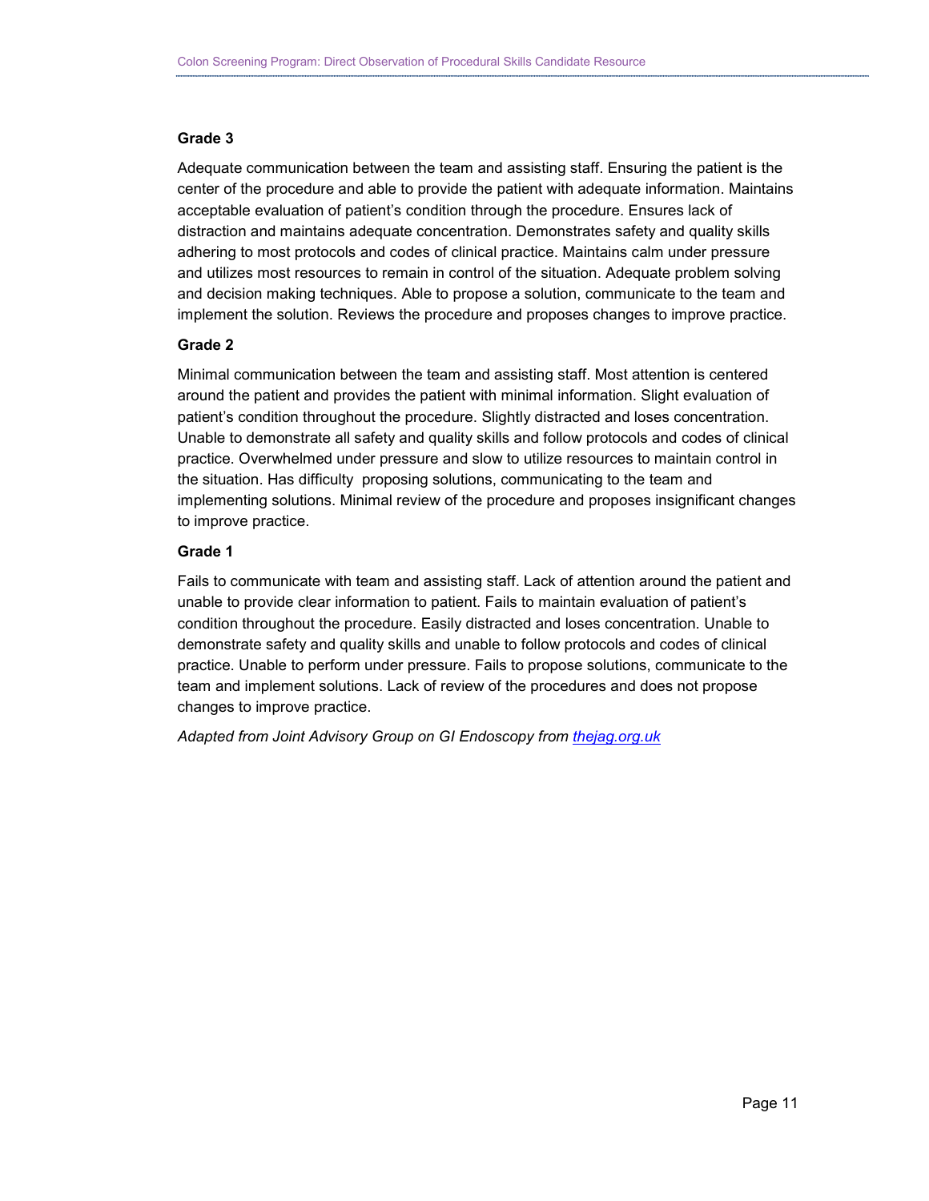**Grade 3**

Adequate communication between the team and assisting staff. Ensuring the patient is the center of the procedure and able to provide the patient with adequate information. Maintains acceptable evaluation of patient's condition through the procedure. Ensures lack of distraction and maintains adequate concentration. Demonstrates safety and quality skills adhering to most protocols and codes of clinical practice. Maintains calm under pressure and utilizes most resources to remain in control of the situation. Adequate problem solving and decision making techniques. Able to propose a solution, communicate to the team and implement the solution. Reviews the procedure and proposes changes to improve practice.

**Grade 2**

Minimal communication between the team and assisting staff. Most attention is centered around the patient and provides the patient with minimal information. Slight evaluation of patient's condition throughout the procedure. Slightly distracted and loses concentration. Unable to demonstrate all safety and quality skills and follow protocols and codes of clinical practice. Overwhelmed under pressure and slow to utilize resources to maintain control in the situation. Has difficulty proposing solutions, communicating to the team and implementing solutions. Minimal review of the procedure and proposes insignificant changes to improve practice.

**Grade 1**

Fails to communicate with team and assisting staff. Lack of attention around the patient and unable to provide clear information to patient. Fails to maintain evaluation of patient's condition throughout the procedure. Easily distracted and loses concentration. Unable to demonstrate safety and quality skills and unable to follow protocols and codes of clinical practice. Unable to perform under pressure. Fails to propose solutions, communicate to the team and implement solutions. Lack of review of the procedures and does not propose changes to improve practice.

*Adapted from Joint Advisory Group on GI Endoscopy from [thejag.org.uk](http://thejag.org.uk)*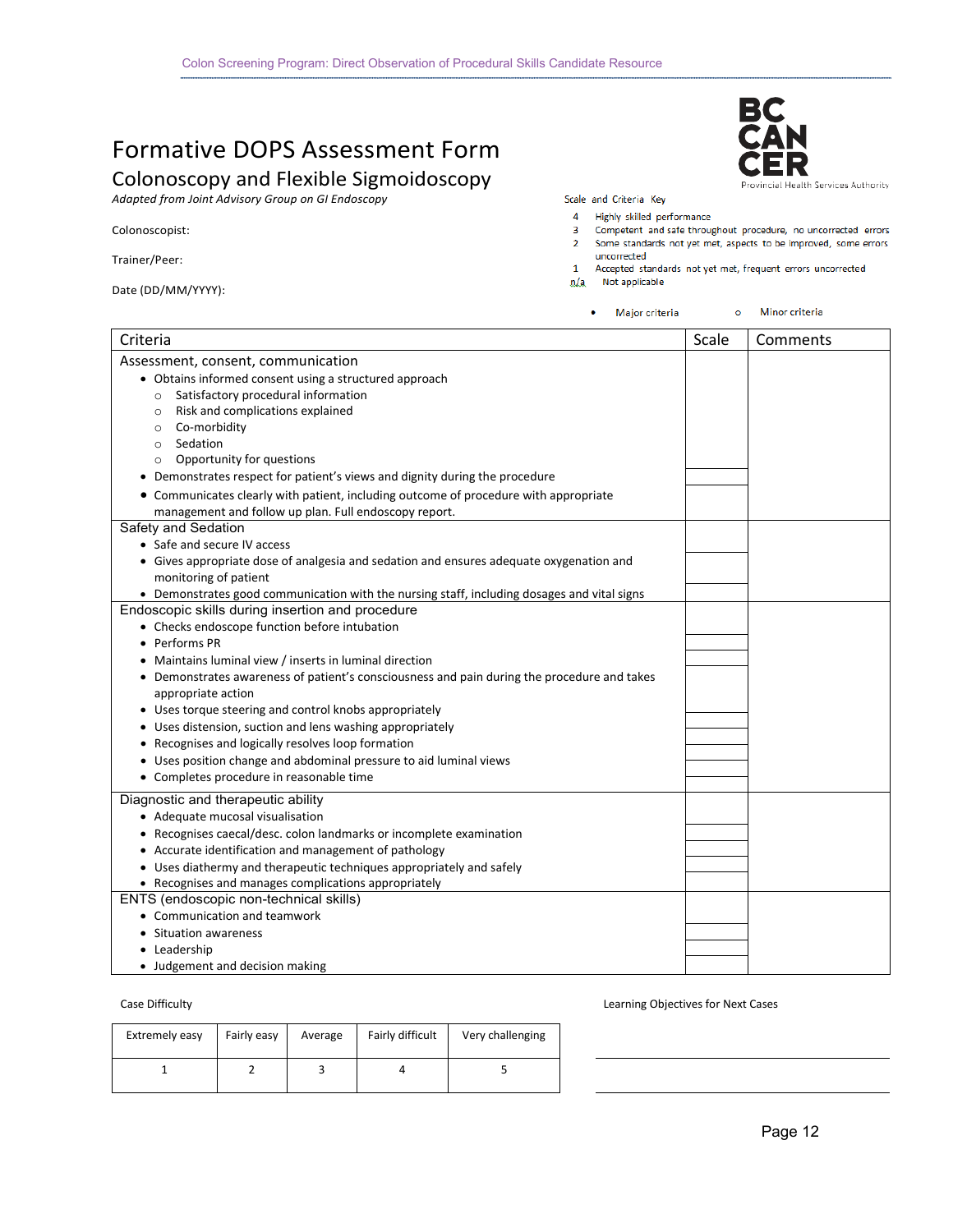# Formative DOPS Assessment Form

## Colonoscopy and Flexible Sigmoidoscopy

*Adapted from Joint Advisory Group on GI Endoscopy*

Colonoscopist:

Trainer/Peer:

Date (DD/MM/YYYY):

BC CANCER
Provincial Health Services Authority

Scale and Criteria Key

| | |
|---|---|
| 4 | Highly skilled performance |
| 3 | Competent and safe throughout procedure, no uncorrected errors |
| 2 | Some standards not yet met, aspects to be improved, some errors uncorrected |
| 1 | Accepted standards not yet met, frequent errors uncorrected |
| n/a | Not applicable |

• Major criteria     ○ Minor criteria

| Criteria | Scale | Comments |
|---|---|---|
| **Assessment, consent, communication** | | |
| • Obtains informed consent using a structured approach<br>○ Satisfactory procedural information<br>○ Risk and complications explained<br>○ Co-morbidity<br>○ Sedation<br>○ Opportunity for questions | | |
| • Demonstrates respect for patient's views and dignity during the procedure | | |
| • Communicates clearly with patient, including outcome of procedure with appropriate management and follow up plan. Full endoscopy report. | | |
| **Safety and Sedation** | | |
| • Safe and secure IV access | | |
| • Gives appropriate dose of analgesia and sedation and ensures adequate oxygenation and monitoring of patient | | |
| • Demonstrates good communication with the nursing staff, including dosages and vital signs | | |
| **Endoscopic skills during insertion and procedure** | | |
| • Checks endoscope function before intubation | | |
| • Performs PR | | |
| • Maintains luminal view / inserts in luminal direction | | |
| • Demonstrates awareness of patient's consciousness and pain during the procedure and takes appropriate action | | |
| • Uses torque steering and control knobs appropriately | | |
| • Uses distension, suction and lens washing appropriately | | |
| • Recognises and logically resolves loop formation | | |
| • Uses position change and abdominal pressure to aid luminal views | | |
| • Completes procedure in reasonable time | | |
| **Diagnostic and therapeutic ability** | | |
| • Adequate mucosal visualisation | | |
| • Recognises caecal/desc. colon landmarks or incomplete examination | | |
| • Accurate identification and management of pathology | | |
| • Uses diathermy and therapeutic techniques appropriately and safely | | |
| • Recognises and manages complications appropriately | | |
| **ENTS (endoscopic non-technical skills)** | | |
| • Communication and teamwork | | |
| • Situation awareness | | |
| • Leadership | | |
| • Judgement and decision making | | |

Case Difficulty

| Extremely easy | Fairly easy | Average | Fairly difficult | Very challenging |
|---|---|---|---|---|
| 1 | 2 | 3 | 4 | 5 |

Learning Objectives for Next Cases

\_\_\_\_\_\_\_\_\_\_\_\_\_\_\_\_\_\_\_\_\_\_\_\_\_\_\_\_\_\_\_\_\_\_\_\_

\_\_\_\_\_\_\_\_\_\_\_\_\_\_\_\_\_\_\_\_\_\_\_\_\_\_\_\_\_\_\_\_\_\_\_\_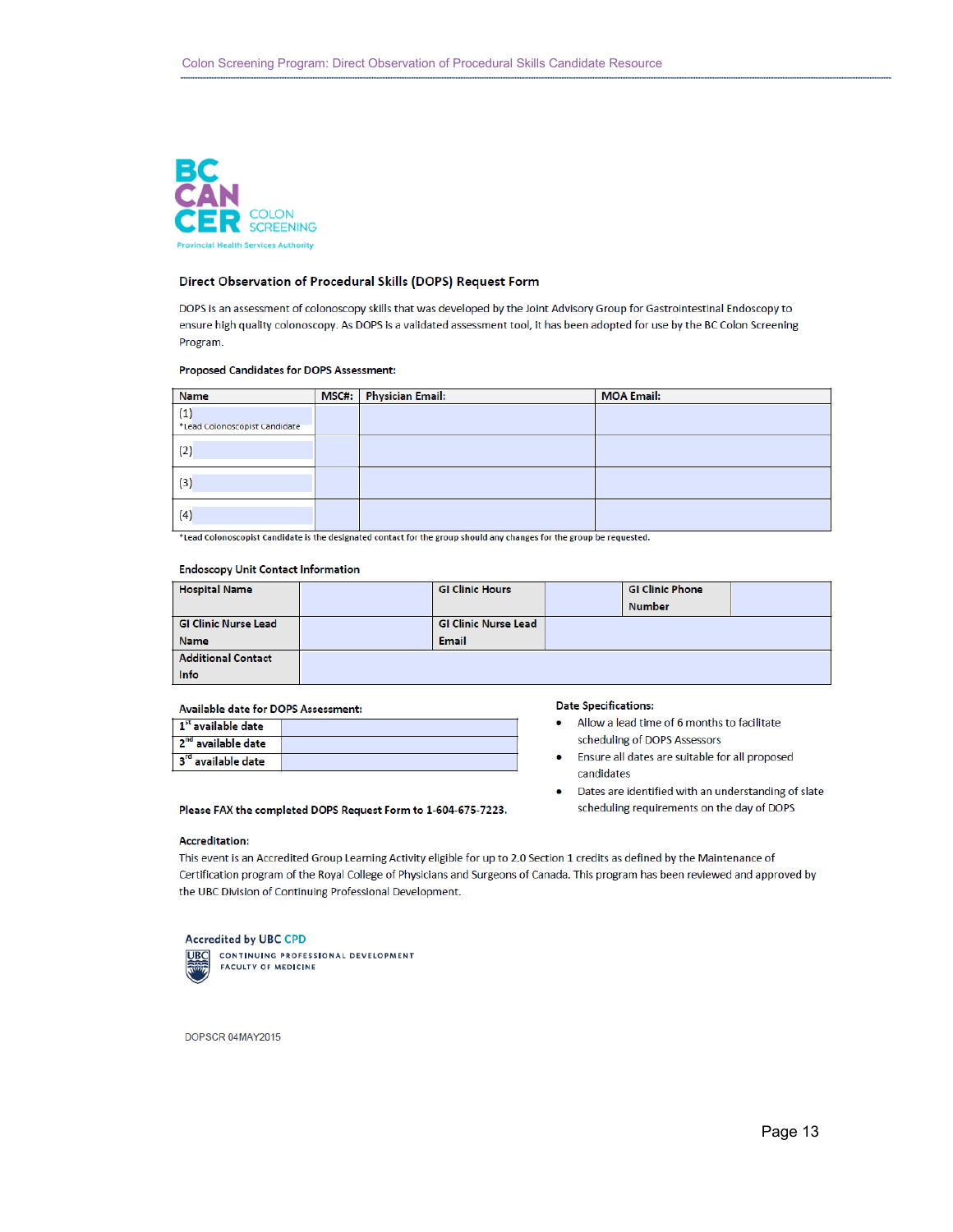BC CANCER COLON SCREENING
Provincial Health Services Authority

## Direct Observation of Procedural Skills (DOPS) Request Form

DOPS is an assessment of colonoscopy skills that was developed by the Joint Advisory Group for Gastrointestinal Endoscopy to ensure high quality colonoscopy. As DOPS is a validated assessment tool, it has been adopted for use by the BC Colon Screening Program.

**Proposed Candidates for DOPS Assessment:**

| Name | MSC#: | Physician Email: | MOA Email: |
|---|---|---|---|
| (1) *Lead Colonoscopist Candidate | | | |
| (2) | | | |
| (3) | | | |
| (4) | | | |

*Lead Colonoscopist Candidate is the designated contact for the group should any changes for the group be requested.

**Endoscopy Unit Contact Information**

| Hospital Name | | GI Clinic Hours | | GI Clinic Phone Number | |
|---|---|---|---|---|---|
| GI Clinic Nurse Lead Name | | GI Clinic Nurse Lead Email | | | |
| Additional Contact Info | | | | | |

**Available date for DOPS Assessment:**

| | |
|---|---|
| 1st available date | |
| 2nd available date | |
| 3rd available date | |

**Date Specifications:**

- Allow a lead time of 6 months to facilitate scheduling of DOPS Assessors
- Ensure all dates are suitable for all proposed candidates
- Dates are identified with an understanding of slate scheduling requirements on the day of DOPS

**Please FAX the completed DOPS Request Form to 1-604-675-7223.**

**Accreditation:**

This event is an Accredited Group Learning Activity eligible for up to 2.0 Section 1 credits as defined by the Maintenance of Certification program of the Royal College of Physicians and Surgeons of Canada. This program has been reviewed and approved by the UBC Division of Continuing Professional Development.

Accredited by UBC CPD
CONTINUING PROFESSIONAL DEVELOPMENT
FACULTY OF MEDICINE

DOPSCR 04MAY2015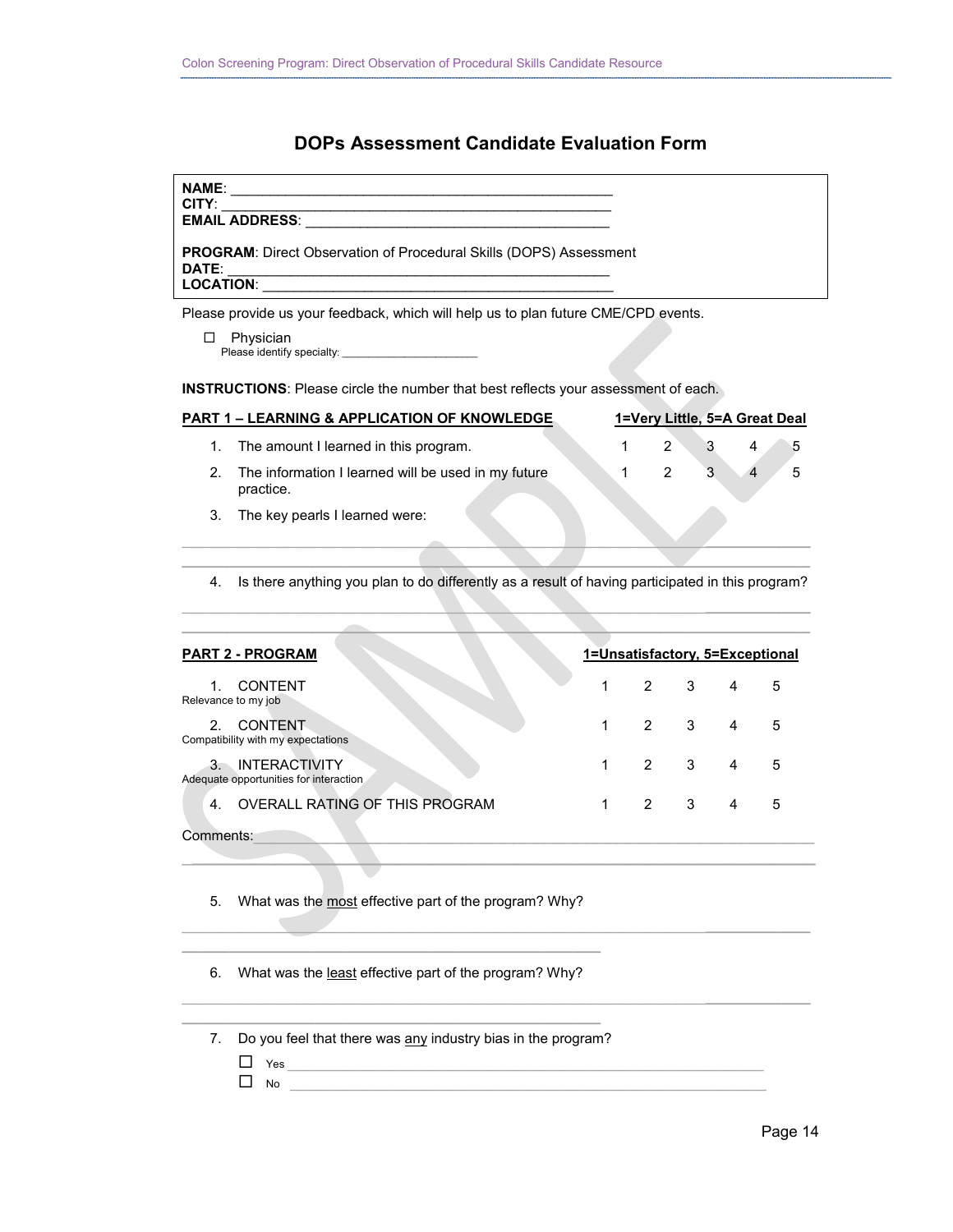# DOPs Assessment Candidate Evaluation Form

**NAME**: ______________________________________________
**CITY**: ______________________________________________
**EMAIL ADDRESS**: ______________________________________

**PROGRAM**: Direct Observation of Procedural Skills (DOPS) Assessment
**DATE**: ______________________________________________
**LOCATION**: ___________________________________________

Please provide us your feedback, which will help us to plan future CME/CPD events.

☐ Physician
Please identify specialty: ____________________

**INSTRUCTIONS**: Please circle the number that best reflects your assessment of each.

| **PART 1 – LEARNING & APPLICATION OF KNOWLEDGE** | **1=Very Little, 5=A Great Deal** | | | | |
|---|---|---|---|---|---|
| 1. The amount I learned in this program. | 1 | 2 | 3 | 4 | 5 |
| 2. The information I learned will be used in my future practice. | 1 | 2 | 3 | 4 | 5 |

3. The key pearls I learned were:

______________________________________________________________________________

______________________________________________________________________________

4. Is there anything you plan to do differently as a result of having participated in this program?

______________________________________________________________________________

______________________________________________________________________________

| **PART 2 - PROGRAM** | **1=Unsatisfactory, 5=Exceptional** | | | | |
|---|---|---|---|---|---|
| 1. CONTENT<br>Relevance to my job | 1 | 2 | 3 | 4 | 5 |
| 2. CONTENT<br>Compatibility with my expectations | 1 | 2 | 3 | 4 | 5 |
| 3. INTERACTIVITY<br>Adequate opportunities for interaction | 1 | 2 | 3 | 4 | 5 |
| 4. OVERALL RATING OF THIS PROGRAM | 1 | 2 | 3 | 4 | 5 |

Comments: _____________________________________________________________________

______________________________________________________________________________

5. What was the <u>most</u> effective part of the program? Why?

______________________________________________________________________________

______________________________________________________________________________

6. What was the <u>least</u> effective part of the program? Why?

______________________________________________________________________________

______________________________________________________________________________

7. Do you feel that there was <u>any</u> industry bias in the program?

☐ Yes ____________________________________________________________

☐ No ____________________________________________________________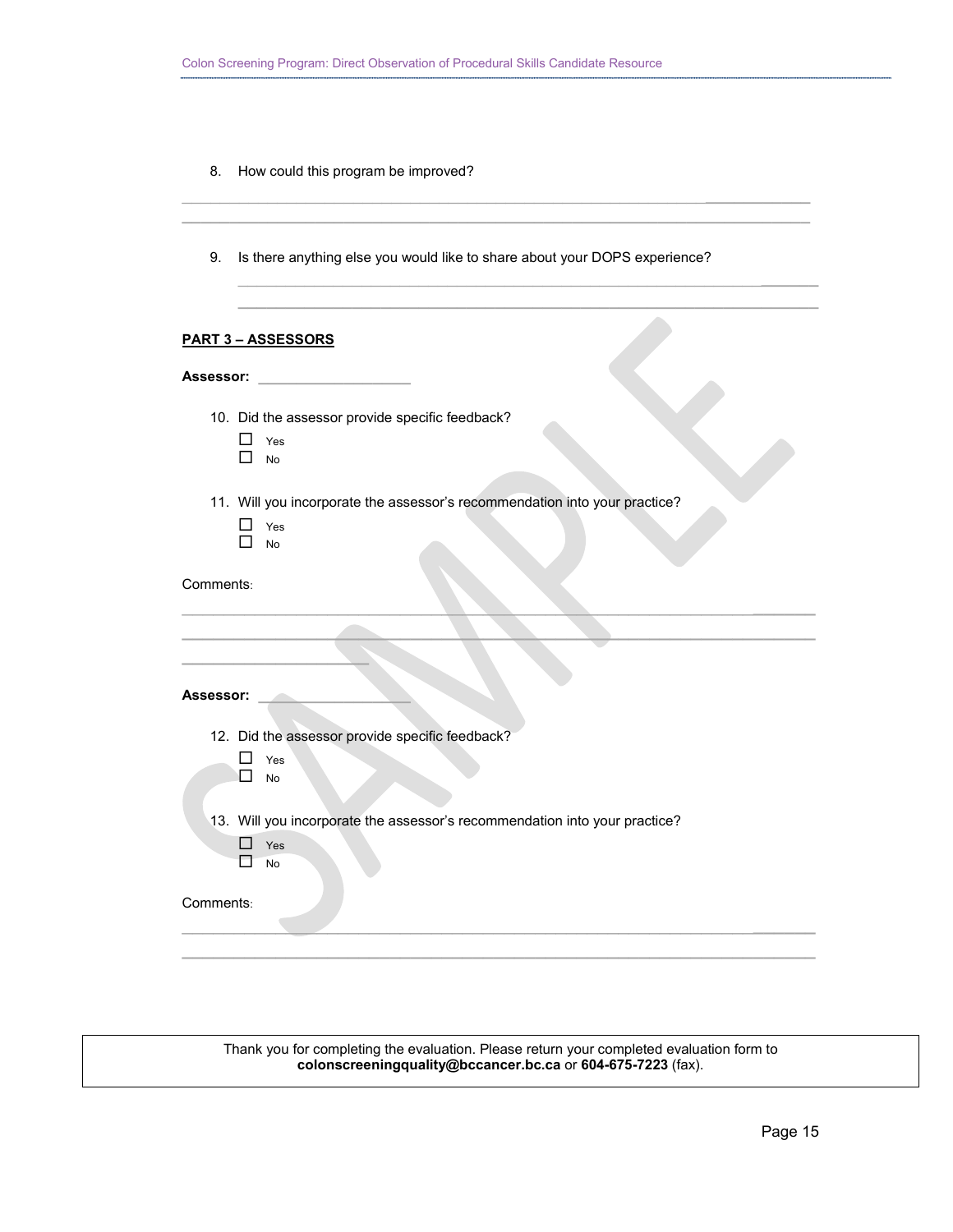8. How could this program be improved?

_______________________________________________________________________________

_______________________________________________________________________________

9. Is there anything else you would like to share about your DOPS experience?

_______________________________________________________________________________

_______________________________________________________________________________

**PART 3 – ASSESSORS**

**Assessor:** ____________________

10. Did the assessor provide specific feedback?
    - ☐ Yes
    - ☐ No

11. Will you incorporate the assessor's recommendation into your practice?
    - ☐ Yes
    - ☐ No

Comments:

_______________________________________________________________________________

_______________________________________________________________________________

________________________

**Assessor:** ____________________

12. Did the assessor provide specific feedback?
    - ☐ Yes
    - ☐ No

13. Will you incorporate the assessor's recommendation into your practice?
    - ☐ Yes
    - ☐ No

Comments:

_______________________________________________________________________________

_______________________________________________________________________________

Thank you for completing the evaluation. Please return your completed evaluation form to **colonscreeningquality@bccancer.bc.ca** or **604-675-7223** (fax).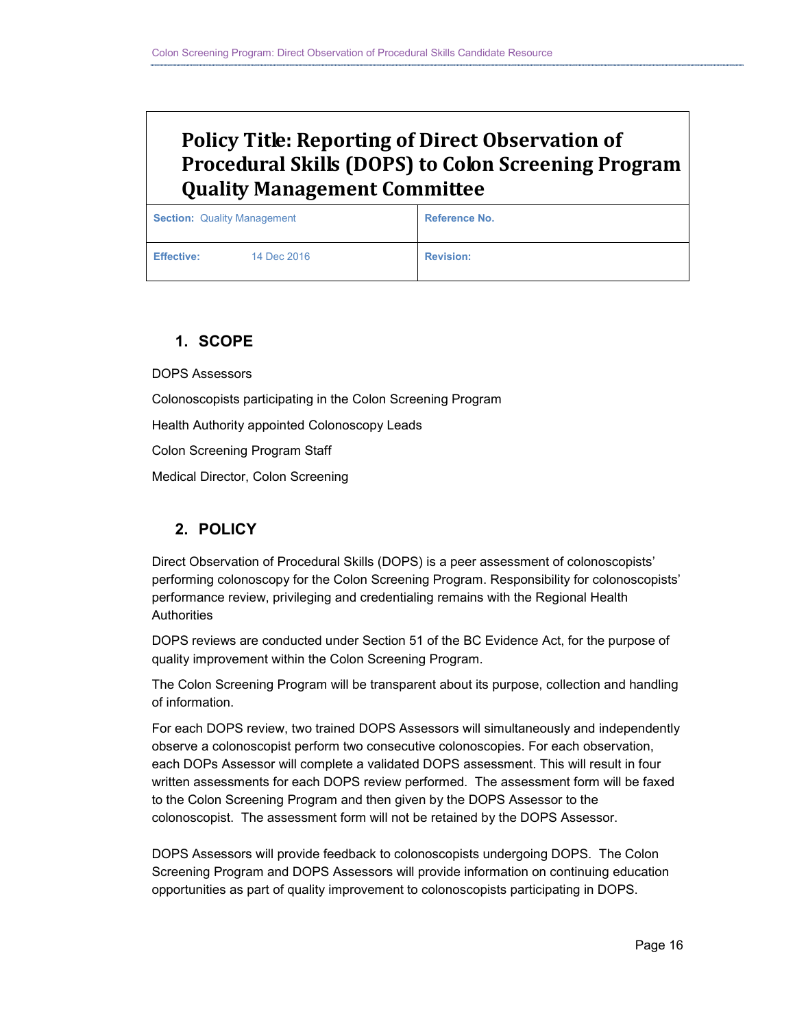# Policy Title: Reporting of Direct Observation of Procedural Skills (DOPS) to Colon Screening Program Quality Management Committee

| **Section:** Quality Management | **Reference No.** |
|---|---|
| **Effective:** 14 Dec 2016 | **Revision:** |

## 1. SCOPE

DOPS Assessors

Colonoscopists participating in the Colon Screening Program

Health Authority appointed Colonoscopy Leads

Colon Screening Program Staff

Medical Director, Colon Screening

## 2. POLICY

Direct Observation of Procedural Skills (DOPS) is a peer assessment of colonoscopists' performing colonoscopy for the Colon Screening Program. Responsibility for colonoscopists' performance review, privileging and credentialing remains with the Regional Health Authorities

DOPS reviews are conducted under Section 51 of the BC Evidence Act, for the purpose of quality improvement within the Colon Screening Program.

The Colon Screening Program will be transparent about its purpose, collection and handling of information.

For each DOPS review, two trained DOPS Assessors will simultaneously and independently observe a colonoscopist perform two consecutive colonoscopies. For each observation, each DOPs Assessor will complete a validated DOPS assessment. This will result in four written assessments for each DOPS review performed. The assessment form will be faxed to the Colon Screening Program and then given by the DOPS Assessor to the colonoscopist. The assessment form will not be retained by the DOPS Assessor.

DOPS Assessors will provide feedback to colonoscopists undergoing DOPS. The Colon Screening Program and DOPS Assessors will provide information on continuing education opportunities as part of quality improvement to colonoscopists participating in DOPS.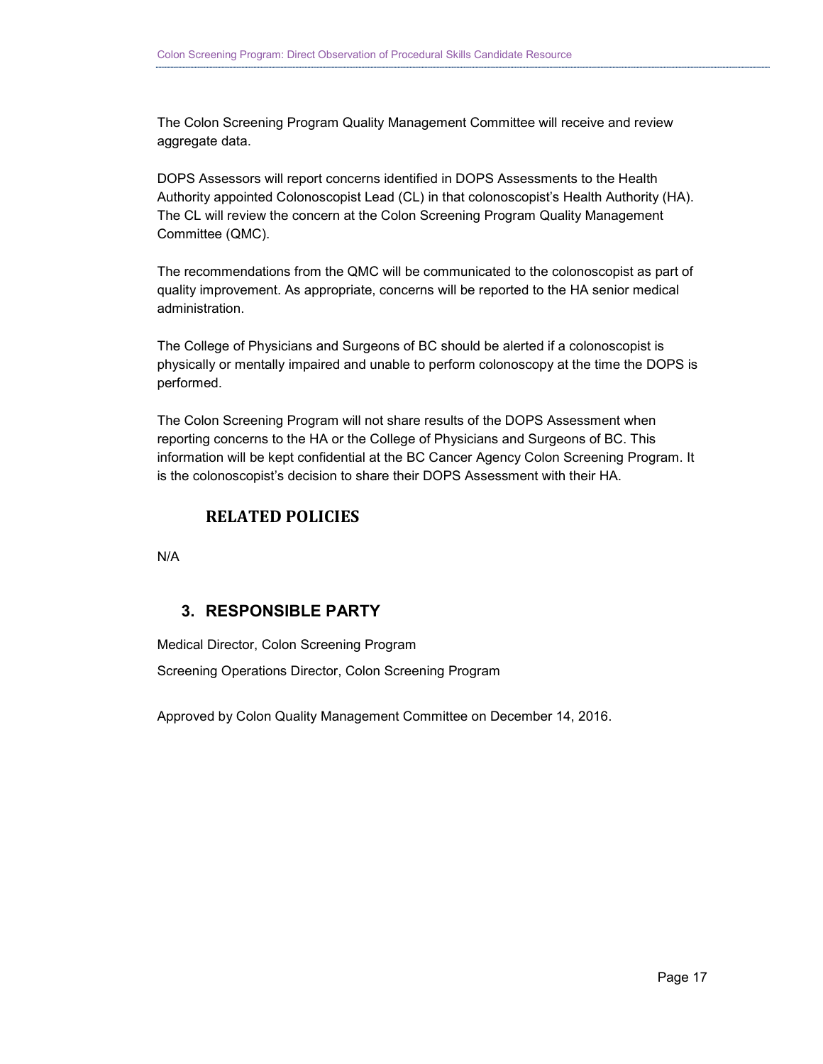The Colon Screening Program Quality Management Committee will receive and review aggregate data.

DOPS Assessors will report concerns identified in DOPS Assessments to the Health Authority appointed Colonoscopist Lead (CL) in that colonoscopist's Health Authority (HA). The CL will review the concern at the Colon Screening Program Quality Management Committee (QMC).

The recommendations from the QMC will be communicated to the colonoscopist as part of quality improvement. As appropriate, concerns will be reported to the HA senior medical administration.

The College of Physicians and Surgeons of BC should be alerted if a colonoscopist is physically or mentally impaired and unable to perform colonoscopy at the time the DOPS is performed.

The Colon Screening Program will not share results of the DOPS Assessment when reporting concerns to the HA or the College of Physicians and Surgeons of BC. This information will be kept confidential at the BC Cancer Agency Colon Screening Program. It is the colonoscopist's decision to share their DOPS Assessment with their HA.

## RELATED POLICIES

N/A

## 3. RESPONSIBLE PARTY

Medical Director, Colon Screening Program

Screening Operations Director, Colon Screening Program

Approved by Colon Quality Management Committee on December 14, 2016.